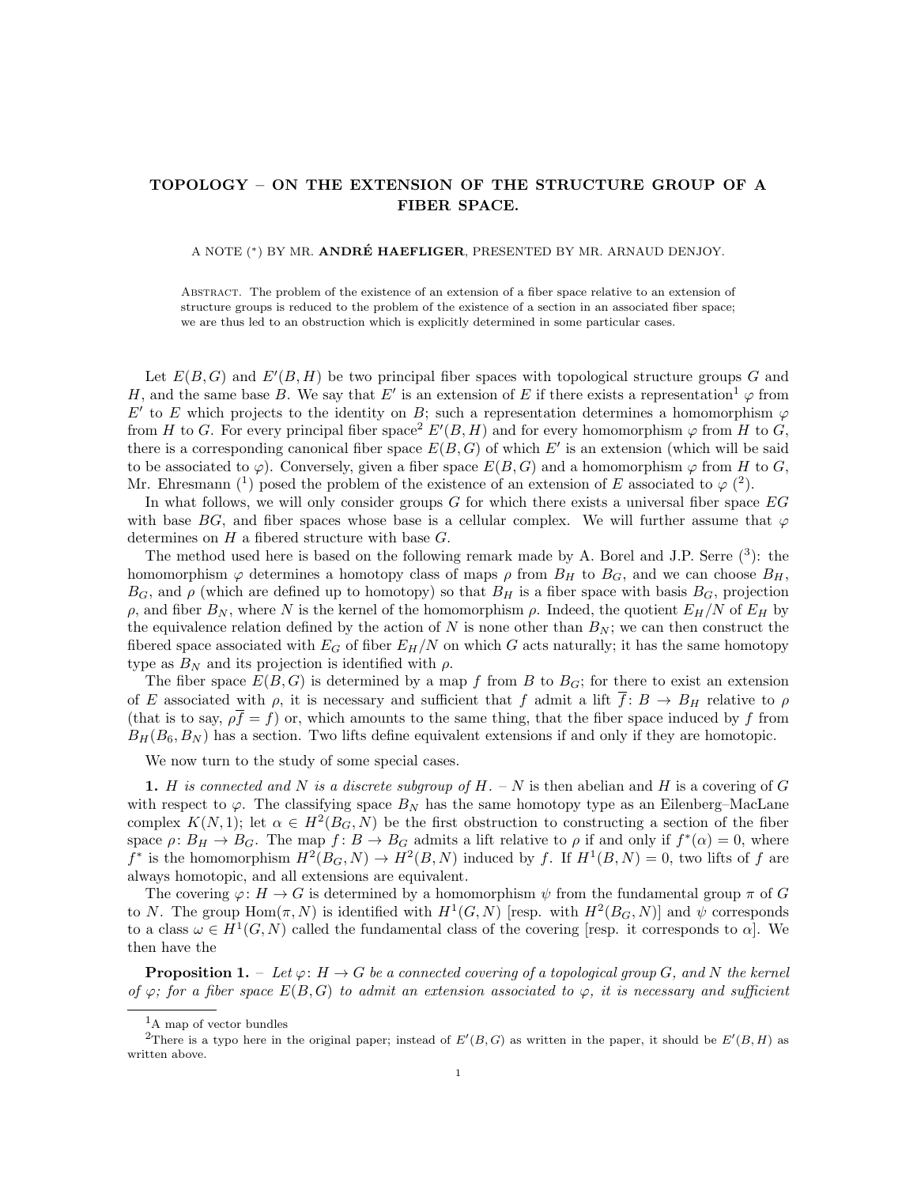# TOPOLOGY – ON THE EXTENSION OF THE STRUCTURE GROUP OF A FIBER SPACE.

A NOTE (*) BY MR. **ANDRÉ HAEFLIGER**, PRESENTED BY MR. ARNAUD DENJOY.

Abstract. The problem of the existence of an extension of a fiber space relative to an extension of structure groups is reduced to the problem of the existence of a section in an associated fiber space; we are thus led to an obstruction which is explicitly determined in some particular cases.

Let $E(B, G)$ and $E'(B, H)$ be two principal fiber spaces with topological structure groups $G$ and $H$, and the same base $B$. We say that $E'$ is an extension of $E$ if there exists a representation[1] $\varphi$ from $E'$ to $E$ which projects to the identity on $B$; such a representation determines a homomorphism $\varphi$ from $H$ to $G$. For every principal fiber space[2] $E'(B, H)$ and for every homomorphism $\varphi$ from $H$ to $G$, there is a corresponding canonical fiber space $E(B, G)$ of which $E'$ is an extension (which will be said to be associated to $\varphi$). Conversely, given a fiber space $E(B, G)$ and a homomorphism $\varphi$ from $H$ to $G$, Mr. Ehresmann ([1]) posed the problem of the existence of an extension of $E$ associated to $\varphi$ ([2]).

In what follows, we will only consider groups $G$ for which there exists a universal fiber space $EG$ with base $BG$, and fiber spaces whose base is a cellular complex. We will further assume that $\varphi$ determines on $H$ a fibered structure with base $G$.

The method used here is based on the following remark made by A. Borel and J.P. Serre ([3]): the homomorphism $\varphi$ determines a homotopy class of maps $\rho$ from $B_H$ to $B_G$, and we can choose $B_H$, $B_G$, and $\rho$ (which are defined up to homotopy) so that $B_H$ is a fiber space with basis $B_G$, projection $\rho$, and fiber $B_N$, where $N$ is the kernel of the homomorphism $\rho$. Indeed, the quotient $E_H/N$ of $E_H$ by the equivalence relation defined by the action of $N$ is none other than $B_N$; we can then construct the fibered space associated with $E_G$ of fiber $E_H/N$ on which $G$ acts naturally; it has the same homotopy type as $B_N$ and its projection is identified with $\rho$.

The fiber space $E(B, G)$ is determined by a map $f$ from $B$ to $B_G$; for there to exist an extension of $E$ associated with $\rho$, it is necessary and sufficient that $f$ admit a lift $\overline{f}\colon B \to B_H$ relative to $\rho$ (that is to say, $\rho\overline{f} = f$) or, which amounts to the same thing, that the fiber space induced by $f$ from $B_H(B_6, B_N)$ has a section. Two lifts define equivalent extensions if and only if they are homotopic.

We now turn to the study of some special cases.

**1.** *$H$ is connected and $N$ is a discrete subgroup of $H$.* – $N$ is then abelian and $H$ is a covering of $G$ with respect to $\varphi$. The classifying space $B_N$ has the same homotopy type as an Eilenberg–MacLane complex $K(N, 1)$; let $\alpha \in H^2(B_G, N)$ be the first obstruction to constructing a section of the fiber space $\rho\colon B_H \to B_G$. The map $f\colon B \to B_G$ admits a lift relative to $\rho$ if and only if $f^*(\alpha) = 0$, where $f^*$ is the homomorphism $H^2(B_G, N) \to H^2(B, N)$ induced by $f$. If $H^1(B, N) = 0$, two lifts of $f$ are always homotopic, and all extensions are equivalent.

The covering $\varphi\colon H \to G$ is determined by a homomorphism $\psi$ from the fundamental group $\pi$ of $G$ to $N$. The group $\mathrm{Hom}(\pi, N)$ is identified with $H^1(G, N)$ [resp. with $H^2(B_G, N)$] and $\psi$ corresponds to a class $\omega \in H^1(G, N)$ called the fundamental class of the covering [resp. it corresponds to $\alpha$]. We then have the

**Proposition 1.** – *Let $\varphi\colon H \to G$ be a connected covering of a topological group $G$, and $N$ the kernel of $\varphi$; for a fiber space $E(B, G)$ to admit an extension associated to $\varphi$, it is necessary and sufficient*

[1] A map of vector bundles

[2] There is a typo here in the original paper; instead of $E'(B, G)$ as written in the paper, it should be $E'(B, H)$ as written above.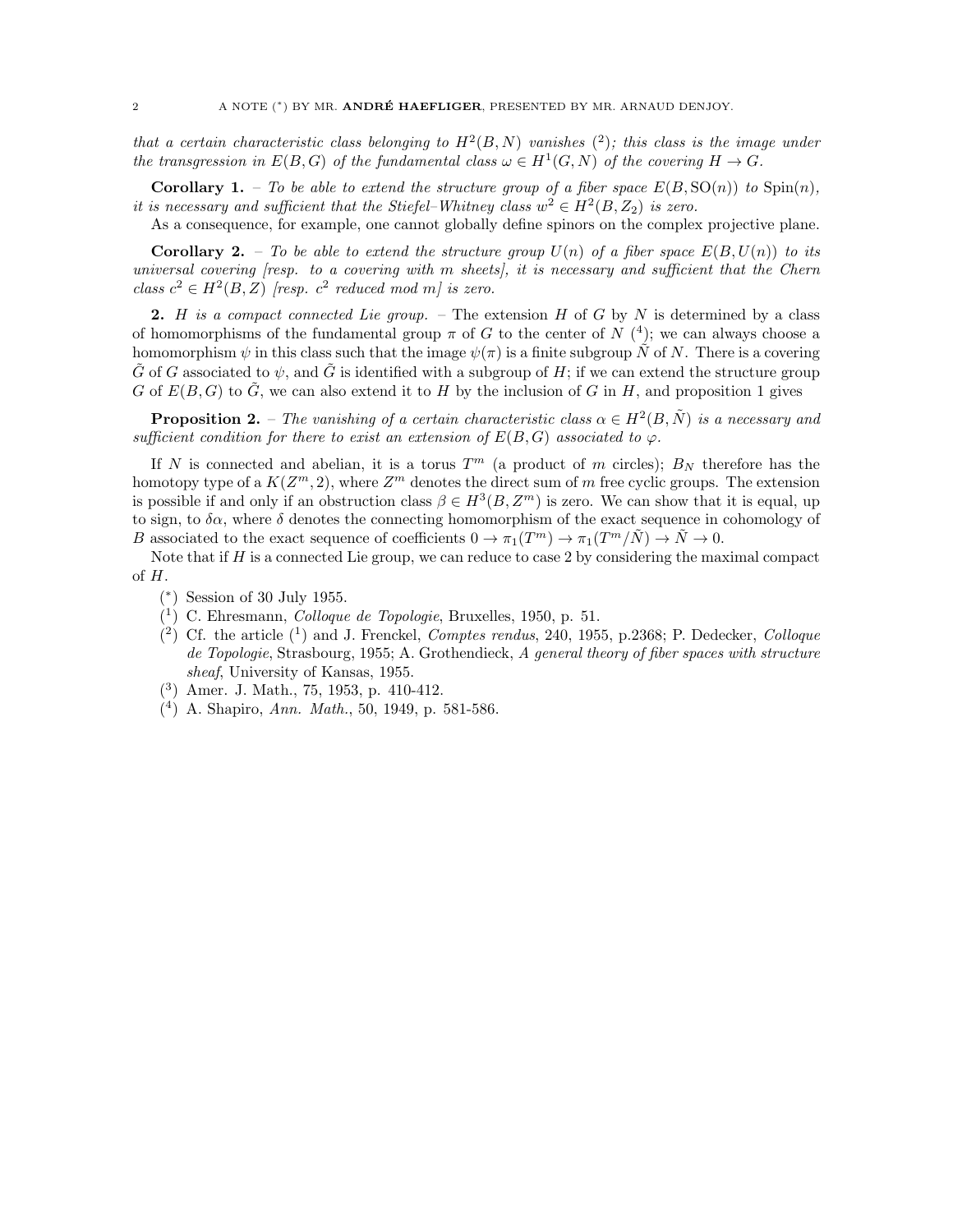*that a certain characteristic class belonging to $H^2(B, N)$ vanishes* ([2]); *this class is the image under the transgression in $E(B, G)$ of the fundamental class $\omega \in H^1(G, N)$ of the covering $H \to G$.*

**Corollary 1.** – *To be able to extend the structure group of a fiber space $E(B, \mathrm{SO}(n))$ to $\mathrm{Spin}(n)$, it is necessary and sufficient that the Stiefel–Whitney class $w^2 \in H^2(B, Z_2)$ is zero.*

As a consequence, for example, one cannot globally define spinors on the complex projective plane.

**Corollary 2.** – *To be able to extend the structure group $U(n)$ of a fiber space $E(B, U(n))$ to its universal covering [resp. to a covering with $m$ sheets], it is necessary and sufficient that the Chern class $c^2 \in H^2(B, Z)$ [resp. $c^2$ reduced mod $m$] is zero.*

**2.** *$H$ is a compact connected Lie group.* – The extension $H$ of $G$ by $N$ is determined by a class of homomorphisms of the fundamental group $\pi$ of $G$ to the center of $N$ ([4]); we can always choose a homomorphism $\psi$ in this class such that the image $\psi(\pi)$ is a finite subgroup $\tilde{N}$ of $N$. There is a covering $\tilde{G}$ of $G$ associated to $\psi$, and $\tilde{G}$ is identified with a subgroup of $H$; if we can extend the structure group $G$ of $E(B, G)$ to $\tilde{G}$, we can also extend it to $H$ by the inclusion of $G$ in $H$, and proposition 1 gives

**Proposition 2.** – *The vanishing of a certain characteristic class $\alpha \in H^2(B, \tilde{N})$ is a necessary and sufficient condition for there to exist an extension of $E(B, G)$ associated to $\varphi$.*

If $N$ is connected and abelian, it is a torus $T^m$ (a product of $m$ circles); $B_N$ therefore has the homotopy type of a $K(Z^m, 2)$, where $Z^m$ denotes the direct sum of $m$ free cyclic groups. The extension is possible if and only if an obstruction class $\beta \in H^3(B, Z^m)$ is zero. We can show that it is equal, up to sign, to $\delta\alpha$, where $\delta$ denotes the connecting homomorphism of the exact sequence in cohomology of $B$ associated to the exact sequence of coefficients $0 \to \pi_1(T^m) \to \pi_1(T^m/\tilde{N}) \to \tilde{N} \to 0$.

Note that if $H$ is a connected Lie group, we can reduce to case 2 by considering the maximal compact of $H$.

(*) Session of 30 July 1955.

(1) C. Ehresmann, *Colloque de Topologie*, Bruxelles, 1950, p. 51.

(2) Cf. the article (1) and J. Frenckel, *Comptes rendus*, 240, 1955, p.2368; P. Dedecker, *Colloque de Topologie*, Strasbourg, 1955; A. Grothendieck, *A general theory of fiber spaces with structure sheaf*, University of Kansas, 1955.

(3) Amer. J. Math., 75, 1953, p. 410-412.

(4) A. Shapiro, *Ann. Math.*, 50, 1949, p. 581-586.